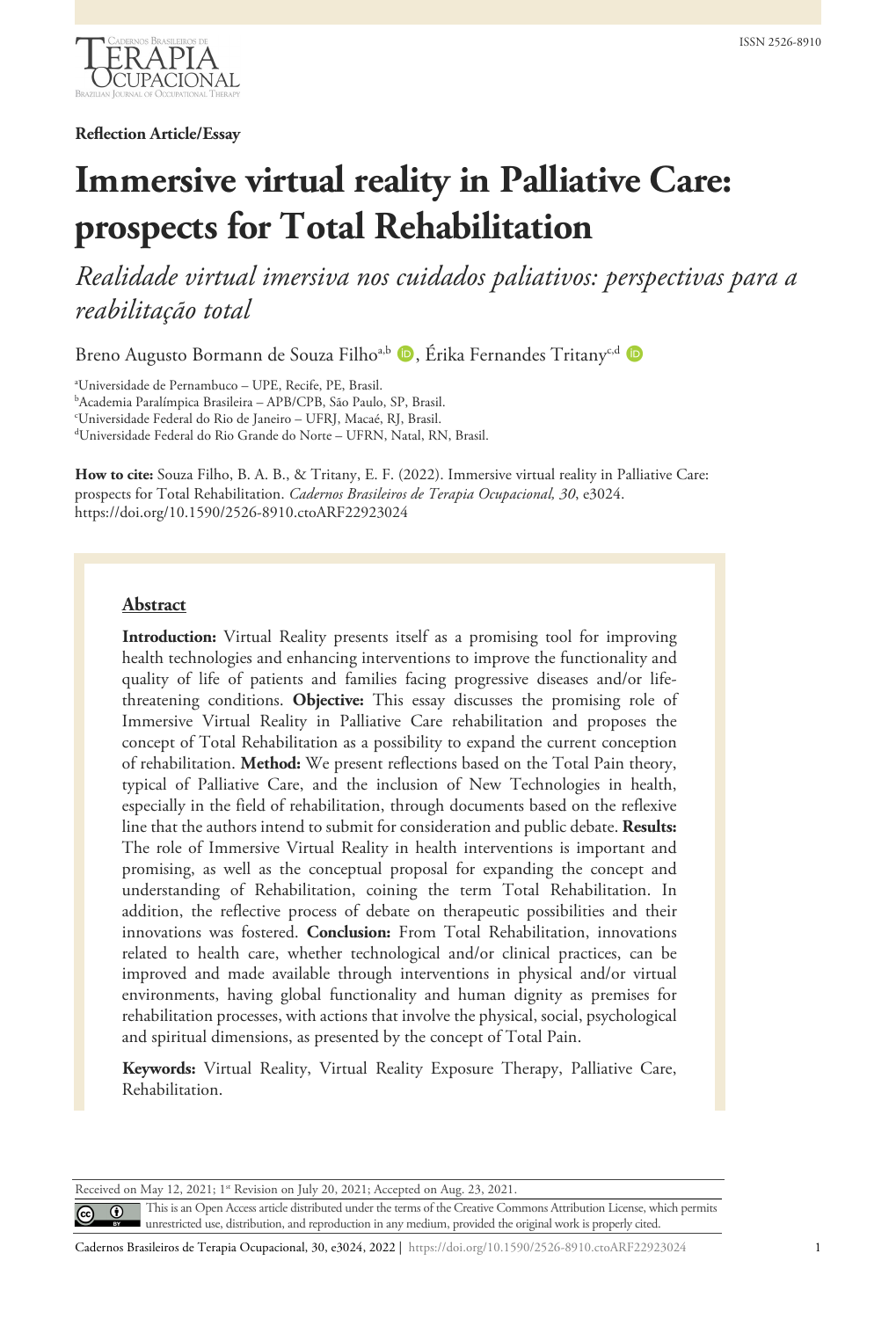**Reflection Article/Essay**

# Immersive virtual reality in Palliative Care: prospects for Total Rehabilitation

*Realidade virtual imersiva nos cuidados paliativos: perspectivas para a reabilitação total*

Breno Augusto Bormann de Souza Filho[a,b], Érika Fernandes Tritany[c,d]

[a]Universidade de Pernambuco – UPE, Recife, PE, Brasil.
[b]Academia Paralímpica Brasileira – APB/CPB, São Paulo, SP, Brasil.
[c]Universidade Federal do Rio de Janeiro – UFRJ, Macaé, RJ, Brasil.
[d]Universidade Federal do Rio Grande do Norte – UFRN, Natal, RN, Brasil.

**How to cite:** Souza Filho, B. A. B., & Tritany, E. F. (2022). Immersive virtual reality in Palliative Care: prospects for Total Rehabilitation. *Cadernos Brasileiros de Terapia Ocupacional, 30*, e3024. https://doi.org/10.1590/2526-8910.ctoARF22923024

## Abstract

**Introduction:** Virtual Reality presents itself as a promising tool for improving health technologies and enhancing interventions to improve the functionality and quality of life of patients and families facing progressive diseases and/or life-threatening conditions. **Objective:** This essay discusses the promising role of Immersive Virtual Reality in Palliative Care rehabilitation and proposes the concept of Total Rehabilitation as a possibility to expand the current conception of rehabilitation. **Method:** We present reflections based on the Total Pain theory, typical of Palliative Care, and the inclusion of New Technologies in health, especially in the field of rehabilitation, through documents based on the reflexive line that the authors intend to submit for consideration and public debate. **Results:** The role of Immersive Virtual Reality in health interventions is important and promising, as well as the conceptual proposal for expanding the concept and understanding of Rehabilitation, coining the term Total Rehabilitation. In addition, the reflective process of debate on therapeutic possibilities and their innovations was fostered. **Conclusion:** From Total Rehabilitation, innovations related to health care, whether technological and/or clinical practices, can be improved and made available through interventions in physical and/or virtual environments, having global functionality and human dignity as premises for rehabilitation processes, with actions that involve the physical, social, psychological and spiritual dimensions, as presented by the concept of Total Pain.

**Keywords:** Virtual Reality, Virtual Reality Exposure Therapy, Palliative Care, Rehabilitation.

Received on May 12, 2021; 1st Revision on July 20, 2021; Accepted on Aug. 23, 2021.

This is an Open Access article distributed under the terms of the Creative Commons Attribution License, which permits unrestricted use, distribution, and reproduction in any medium, provided the original work is properly cited.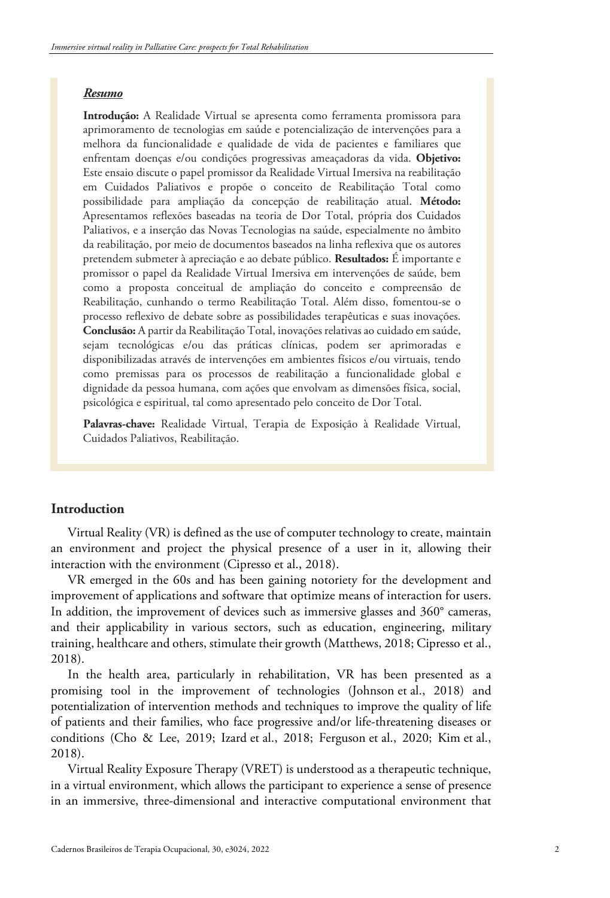***Resumo***

**Introdução:** A Realidade Virtual se apresenta como ferramenta promissora para aprimoramento de tecnologias em saúde e potencialização de intervenções para a melhora da funcionalidade e qualidade de vida de pacientes e familiares que enfrentam doenças e/ou condições progressivas ameaçadoras da vida. **Objetivo:** Este ensaio discute o papel promissor da Realidade Virtual Imersiva na reabilitação em Cuidados Paliativos e propõe o conceito de Reabilitação Total como possibilidade para ampliação da concepção de reabilitação atual. **Método:** Apresentamos reflexões baseadas na teoria de Dor Total, própria dos Cuidados Paliativos, e a inserção das Novas Tecnologias na saúde, especialmente no âmbito da reabilitação, por meio de documentos baseados na linha reflexiva que os autores pretendem submeter à apreciação e ao debate público. **Resultados:** É importante e promissor o papel da Realidade Virtual Imersiva em intervenções de saúde, bem como a proposta conceitual de ampliação do conceito e compreensão de Reabilitação, cunhando o termo Reabilitação Total. Além disso, fomentou-se o processo reflexivo de debate sobre as possibilidades terapêuticas e suas inovações. **Conclusão:** A partir da Reabilitação Total, inovações relativas ao cuidado em saúde, sejam tecnológicas e/ou das práticas clínicas, podem ser aprimoradas e disponibilizadas através de intervenções em ambientes físicos e/ou virtuais, tendo como premissas para os processos de reabilitação a funcionalidade global e dignidade da pessoa humana, com ações que envolvam as dimensões física, social, psicológica e espiritual, tal como apresentado pelo conceito de Dor Total.

**Palavras-chave:** Realidade Virtual, Terapia de Exposição à Realidade Virtual, Cuidados Paliativos, Reabilitação.

## Introduction

Virtual Reality (VR) is defined as the use of computer technology to create, maintain an environment and project the physical presence of a user in it, allowing their interaction with the environment (Cipresso et al., 2018).

VR emerged in the 60s and has been gaining notoriety for the development and improvement of applications and software that optimize means of interaction for users. In addition, the improvement of devices such as immersive glasses and 360° cameras, and their applicability in various sectors, such as education, engineering, military training, healthcare and others, stimulate their growth (Matthews, 2018; Cipresso et al., 2018).

In the health area, particularly in rehabilitation, VR has been presented as a promising tool in the improvement of technologies (Johnson et al., 2018) and potentialization of intervention methods and techniques to improve the quality of life of patients and their families, who face progressive and/or life-threatening diseases or conditions (Cho & Lee, 2019; Izard et al., 2018; Ferguson et al., 2020; Kim et al., 2018).

Virtual Reality Exposure Therapy (VRET) is understood as a therapeutic technique, in a virtual environment, which allows the participant to experience a sense of presence in an immersive, three-dimensional and interactive computational environment that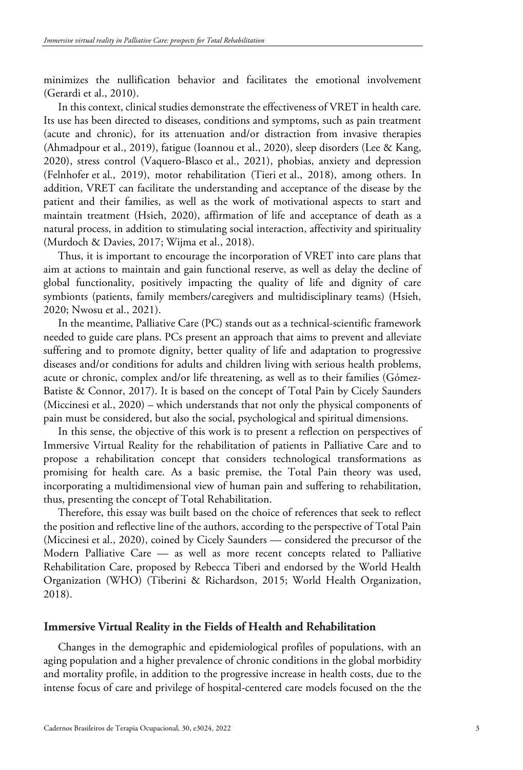minimizes the nullification behavior and facilitates the emotional involvement (Gerardi et al., 2010).

In this context, clinical studies demonstrate the effectiveness of VRET in health care. Its use has been directed to diseases, conditions and symptoms, such as pain treatment (acute and chronic), for its attenuation and/or distraction from invasive therapies (Ahmadpour et al., 2019), fatigue (Ioannou et al., 2020), sleep disorders (Lee & Kang, 2020), stress control (Vaquero-Blasco et al., 2021), phobias, anxiety and depression (Felnhofer et al., 2019), motor rehabilitation (Tieri et al., 2018), among others. In addition, VRET can facilitate the understanding and acceptance of the disease by the patient and their families, as well as the work of motivational aspects to start and maintain treatment (Hsieh, 2020), affirmation of life and acceptance of death as a natural process, in addition to stimulating social interaction, affectivity and spirituality (Murdoch & Davies, 2017; Wijma et al., 2018).

Thus, it is important to encourage the incorporation of VRET into care plans that aim at actions to maintain and gain functional reserve, as well as delay the decline of global functionality, positively impacting the quality of life and dignity of care symbionts (patients, family members/caregivers and multidisciplinary teams) (Hsieh, 2020; Nwosu et al., 2021).

In the meantime, Palliative Care (PC) stands out as a technical-scientific framework needed to guide care plans. PCs present an approach that aims to prevent and alleviate suffering and to promote dignity, better quality of life and adaptation to progressive diseases and/or conditions for adults and children living with serious health problems, acute or chronic, complex and/or life threatening, as well as to their families (Gómez-Batiste & Connor, 2017). It is based on the concept of Total Pain by Cicely Saunders (Miccinesi et al., 2020) – which understands that not only the physical components of pain must be considered, but also the social, psychological and spiritual dimensions.

In this sense, the objective of this work is to present a reflection on perspectives of Immersive Virtual Reality for the rehabilitation of patients in Palliative Care and to propose a rehabilitation concept that considers technological transformations as promising for health care. As a basic premise, the Total Pain theory was used, incorporating a multidimensional view of human pain and suffering to rehabilitation, thus, presenting the concept of Total Rehabilitation.

Therefore, this essay was built based on the choice of references that seek to reflect the position and reflective line of the authors, according to the perspective of Total Pain (Miccinesi et al., 2020), coined by Cicely Saunders — considered the precursor of the Modern Palliative Care — as well as more recent concepts related to Palliative Rehabilitation Care, proposed by Rebecca Tiberi and endorsed by the World Health Organization (WHO) (Tiberini & Richardson, 2015; World Health Organization, 2018).

## Immersive Virtual Reality in the Fields of Health and Rehabilitation

Changes in the demographic and epidemiological profiles of populations, with an aging population and a higher prevalence of chronic conditions in the global morbidity and mortality profile, in addition to the progressive increase in health costs, due to the intense focus of care and privilege of hospital-centered care models focused on the the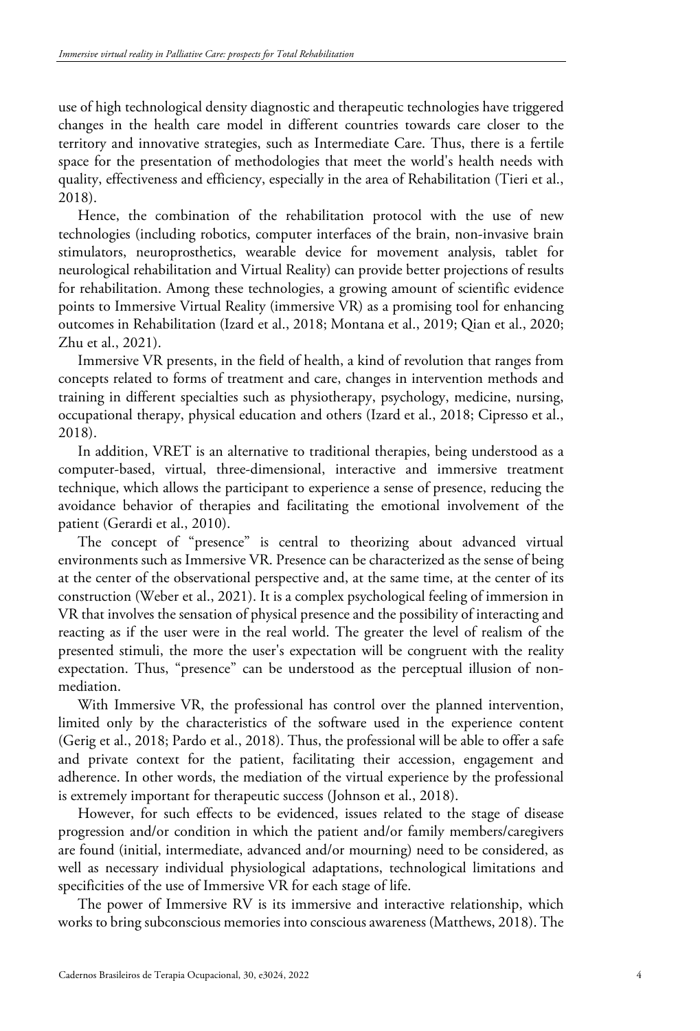use of high technological density diagnostic and therapeutic technologies have triggered changes in the health care model in different countries towards care closer to the territory and innovative strategies, such as Intermediate Care. Thus, there is a fertile space for the presentation of methodologies that meet the world's health needs with quality, effectiveness and efficiency, especially in the area of Rehabilitation (Tieri et al., 2018).

Hence, the combination of the rehabilitation protocol with the use of new technologies (including robotics, computer interfaces of the brain, non-invasive brain stimulators, neuroprosthetics, wearable device for movement analysis, tablet for neurological rehabilitation and Virtual Reality) can provide better projections of results for rehabilitation. Among these technologies, a growing amount of scientific evidence points to Immersive Virtual Reality (immersive VR) as a promising tool for enhancing outcomes in Rehabilitation (Izard et al., 2018; Montana et al., 2019; Qian et al., 2020; Zhu et al., 2021).

Immersive VR presents, in the field of health, a kind of revolution that ranges from concepts related to forms of treatment and care, changes in intervention methods and training in different specialties such as physiotherapy, psychology, medicine, nursing, occupational therapy, physical education and others (Izard et al., 2018; Cipresso et al., 2018).

In addition, VRET is an alternative to traditional therapies, being understood as a computer-based, virtual, three-dimensional, interactive and immersive treatment technique, which allows the participant to experience a sense of presence, reducing the avoidance behavior of therapies and facilitating the emotional involvement of the patient (Gerardi et al., 2010).

The concept of "presence" is central to theorizing about advanced virtual environments such as Immersive VR. Presence can be characterized as the sense of being at the center of the observational perspective and, at the same time, at the center of its construction (Weber et al., 2021). It is a complex psychological feeling of immersion in VR that involves the sensation of physical presence and the possibility of interacting and reacting as if the user were in the real world. The greater the level of realism of the presented stimuli, the more the user's expectation will be congruent with the reality expectation. Thus, "presence" can be understood as the perceptual illusion of non-mediation.

With Immersive VR, the professional has control over the planned intervention, limited only by the characteristics of the software used in the experience content (Gerig et al., 2018; Pardo et al., 2018). Thus, the professional will be able to offer a safe and private context for the patient, facilitating their accession, engagement and adherence. In other words, the mediation of the virtual experience by the professional is extremely important for therapeutic success (Johnson et al., 2018).

However, for such effects to be evidenced, issues related to the stage of disease progression and/or condition in which the patient and/or family members/caregivers are found (initial, intermediate, advanced and/or mourning) need to be considered, as well as necessary individual physiological adaptations, technological limitations and specificities of the use of Immersive VR for each stage of life.

The power of Immersive RV is its immersive and interactive relationship, which works to bring subconscious memories into conscious awareness (Matthews, 2018). The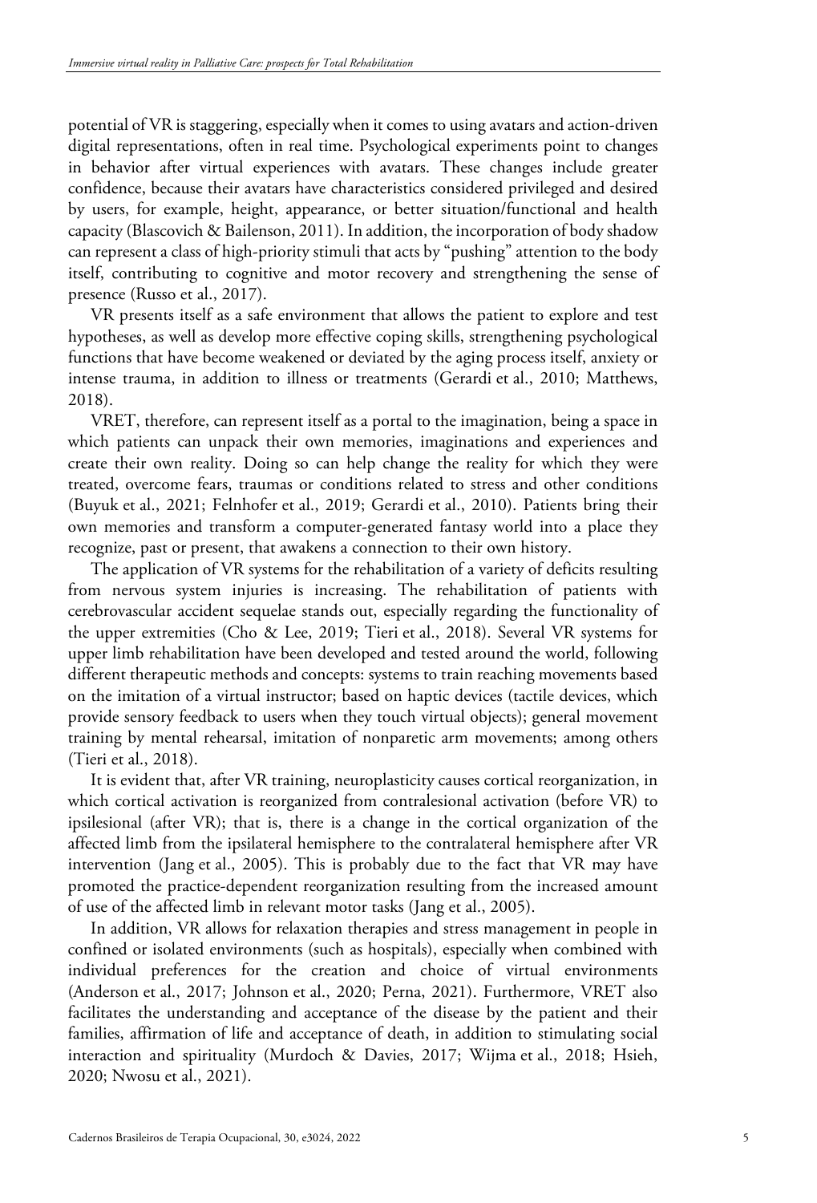potential of VR is staggering, especially when it comes to using avatars and action-driven digital representations, often in real time. Psychological experiments point to changes in behavior after virtual experiences with avatars. These changes include greater confidence, because their avatars have characteristics considered privileged and desired by users, for example, height, appearance, or better situation/functional and health capacity (Blascovich & Bailenson, 2011). In addition, the incorporation of body shadow can represent a class of high-priority stimuli that acts by "pushing" attention to the body itself, contributing to cognitive and motor recovery and strengthening the sense of presence (Russo et al., 2017).

VR presents itself as a safe environment that allows the patient to explore and test hypotheses, as well as develop more effective coping skills, strengthening psychological functions that have become weakened or deviated by the aging process itself, anxiety or intense trauma, in addition to illness or treatments (Gerardi et al., 2010; Matthews, 2018).

VRET, therefore, can represent itself as a portal to the imagination, being a space in which patients can unpack their own memories, imaginations and experiences and create their own reality. Doing so can help change the reality for which they were treated, overcome fears, traumas or conditions related to stress and other conditions (Buyuk et al., 2021; Felnhofer et al., 2019; Gerardi et al., 2010). Patients bring their own memories and transform a computer-generated fantasy world into a place they recognize, past or present, that awakens a connection to their own history.

The application of VR systems for the rehabilitation of a variety of deficits resulting from nervous system injuries is increasing. The rehabilitation of patients with cerebrovascular accident sequelae stands out, especially regarding the functionality of the upper extremities (Cho & Lee, 2019; Tieri et al., 2018). Several VR systems for upper limb rehabilitation have been developed and tested around the world, following different therapeutic methods and concepts: systems to train reaching movements based on the imitation of a virtual instructor; based on haptic devices (tactile devices, which provide sensory feedback to users when they touch virtual objects); general movement training by mental rehearsal, imitation of nonparetic arm movements; among others (Tieri et al., 2018).

It is evident that, after VR training, neuroplasticity causes cortical reorganization, in which cortical activation is reorganized from contralesional activation (before VR) to ipsilesional (after VR); that is, there is a change in the cortical organization of the affected limb from the ipsilateral hemisphere to the contralateral hemisphere after VR intervention (Jang et al., 2005). This is probably due to the fact that VR may have promoted the practice-dependent reorganization resulting from the increased amount of use of the affected limb in relevant motor tasks (Jang et al., 2005).

In addition, VR allows for relaxation therapies and stress management in people in confined or isolated environments (such as hospitals), especially when combined with individual preferences for the creation and choice of virtual environments (Anderson et al., 2017; Johnson et al., 2020; Perna, 2021). Furthermore, VRET also facilitates the understanding and acceptance of the disease by the patient and their families, affirmation of life and acceptance of death, in addition to stimulating social interaction and spirituality (Murdoch & Davies, 2017; Wijma et al., 2018; Hsieh, 2020; Nwosu et al., 2021).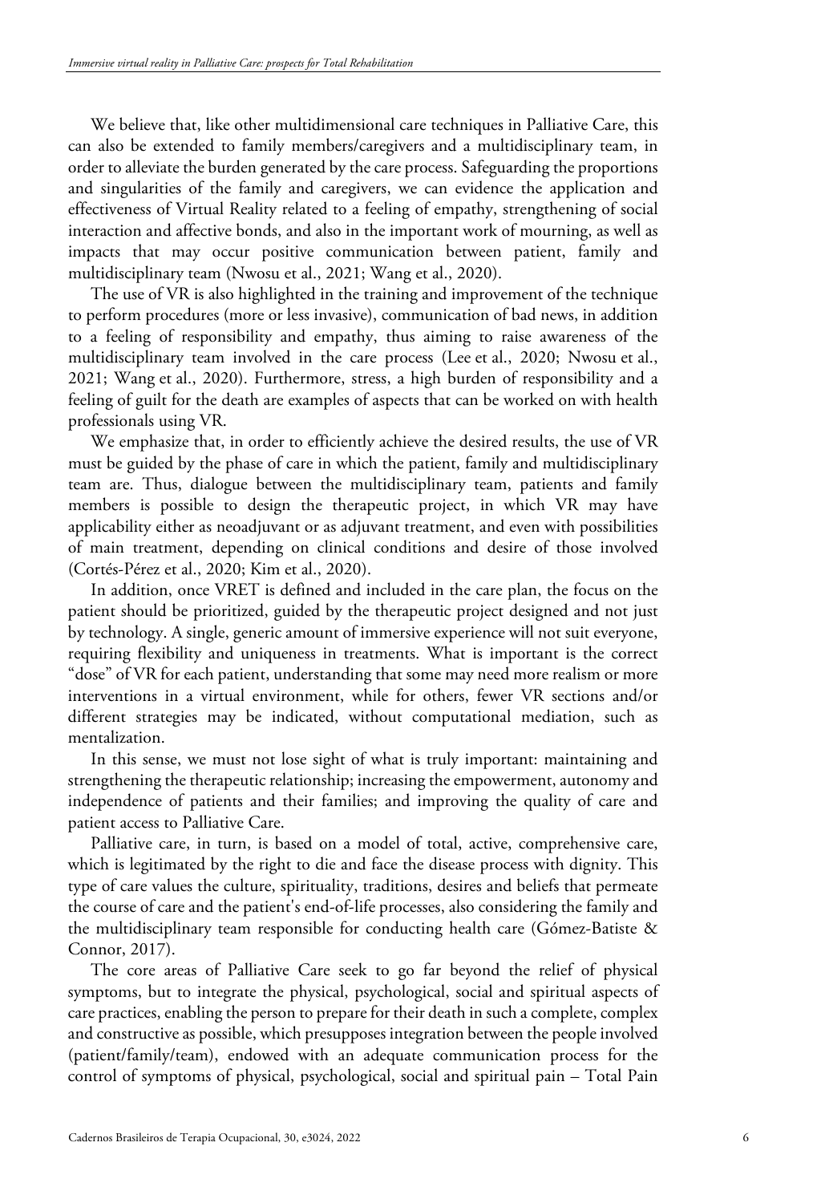We believe that, like other multidimensional care techniques in Palliative Care, this can also be extended to family members/caregivers and a multidisciplinary team, in order to alleviate the burden generated by the care process. Safeguarding the proportions and singularities of the family and caregivers, we can evidence the application and effectiveness of Virtual Reality related to a feeling of empathy, strengthening of social interaction and affective bonds, and also in the important work of mourning, as well as impacts that may occur positive communication between patient, family and multidisciplinary team (Nwosu et al., 2021; Wang et al., 2020).

The use of VR is also highlighted in the training and improvement of the technique to perform procedures (more or less invasive), communication of bad news, in addition to a feeling of responsibility and empathy, thus aiming to raise awareness of the multidisciplinary team involved in the care process (Lee et al., 2020; Nwosu et al., 2021; Wang et al., 2020). Furthermore, stress, a high burden of responsibility and a feeling of guilt for the death are examples of aspects that can be worked on with health professionals using VR.

We emphasize that, in order to efficiently achieve the desired results, the use of VR must be guided by the phase of care in which the patient, family and multidisciplinary team are. Thus, dialogue between the multidisciplinary team, patients and family members is possible to design the therapeutic project, in which VR may have applicability either as neoadjuvant or as adjuvant treatment, and even with possibilities of main treatment, depending on clinical conditions and desire of those involved (Cortés-Pérez et al., 2020; Kim et al., 2020).

In addition, once VRET is defined and included in the care plan, the focus on the patient should be prioritized, guided by the therapeutic project designed and not just by technology. A single, generic amount of immersive experience will not suit everyone, requiring flexibility and uniqueness in treatments. What is important is the correct "dose" of VR for each patient, understanding that some may need more realism or more interventions in a virtual environment, while for others, fewer VR sections and/or different strategies may be indicated, without computational mediation, such as mentalization.

In this sense, we must not lose sight of what is truly important: maintaining and strengthening the therapeutic relationship; increasing the empowerment, autonomy and independence of patients and their families; and improving the quality of care and patient access to Palliative Care.

Palliative care, in turn, is based on a model of total, active, comprehensive care, which is legitimated by the right to die and face the disease process with dignity. This type of care values the culture, spirituality, traditions, desires and beliefs that permeate the course of care and the patient's end-of-life processes, also considering the family and the multidisciplinary team responsible for conducting health care (Gómez-Batiste & Connor, 2017).

The core areas of Palliative Care seek to go far beyond the relief of physical symptoms, but to integrate the physical, psychological, social and spiritual aspects of care practices, enabling the person to prepare for their death in such a complete, complex and constructive as possible, which presupposes integration between the people involved (patient/family/team), endowed with an adequate communication process for the control of symptoms of physical, psychological, social and spiritual pain – Total Pain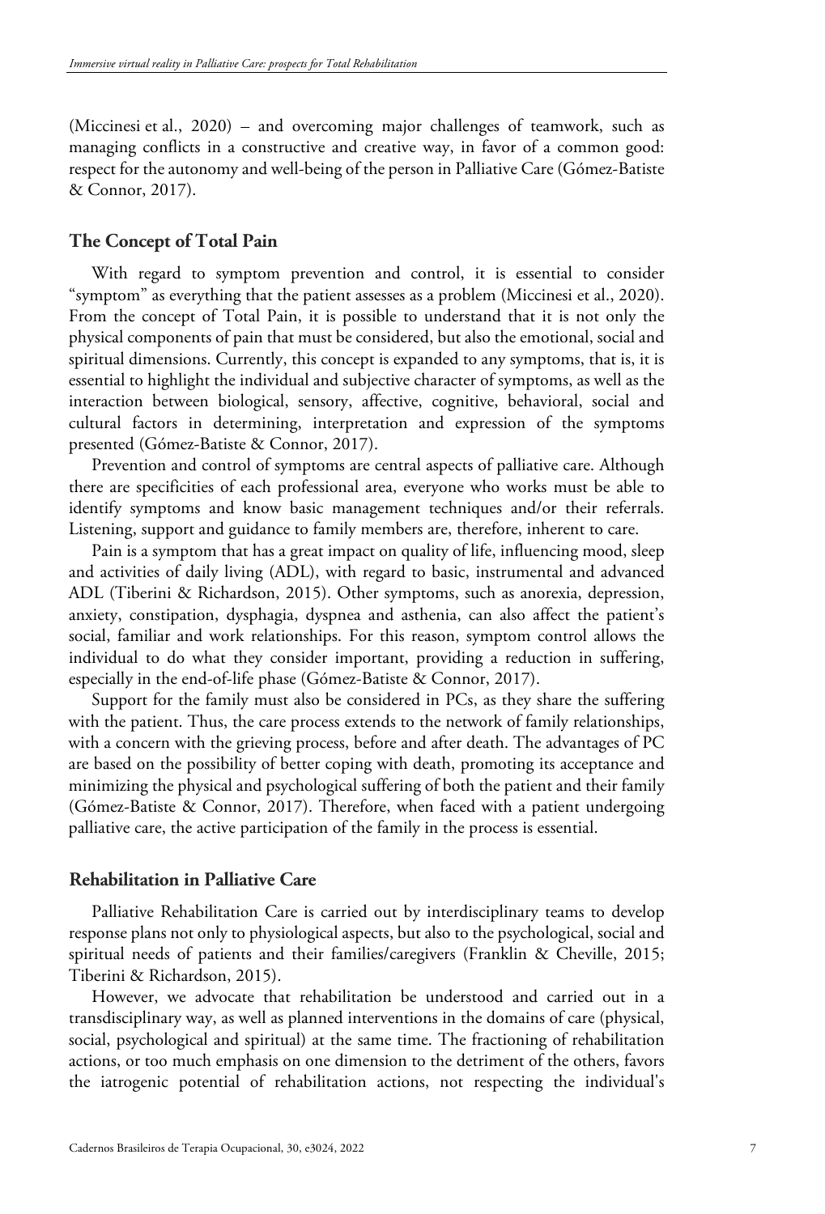(Miccinesi et al., 2020) – and overcoming major challenges of teamwork, such as managing conflicts in a constructive and creative way, in favor of a common good: respect for the autonomy and well-being of the person in Palliative Care (Gómez-Batiste & Connor, 2017).

## The Concept of Total Pain

With regard to symptom prevention and control, it is essential to consider "symptom" as everything that the patient assesses as a problem (Miccinesi et al., 2020). From the concept of Total Pain, it is possible to understand that it is not only the physical components of pain that must be considered, but also the emotional, social and spiritual dimensions. Currently, this concept is expanded to any symptoms, that is, it is essential to highlight the individual and subjective character of symptoms, as well as the interaction between biological, sensory, affective, cognitive, behavioral, social and cultural factors in determining, interpretation and expression of the symptoms presented (Gómez-Batiste & Connor, 2017).

Prevention and control of symptoms are central aspects of palliative care. Although there are specificities of each professional area, everyone who works must be able to identify symptoms and know basic management techniques and/or their referrals. Listening, support and guidance to family members are, therefore, inherent to care.

Pain is a symptom that has a great impact on quality of life, influencing mood, sleep and activities of daily living (ADL), with regard to basic, instrumental and advanced ADL (Tiberini & Richardson, 2015). Other symptoms, such as anorexia, depression, anxiety, constipation, dysphagia, dyspnea and asthenia, can also affect the patient's social, familiar and work relationships. For this reason, symptom control allows the individual to do what they consider important, providing a reduction in suffering, especially in the end-of-life phase (Gómez-Batiste & Connor, 2017).

Support for the family must also be considered in PCs, as they share the suffering with the patient. Thus, the care process extends to the network of family relationships, with a concern with the grieving process, before and after death. The advantages of PC are based on the possibility of better coping with death, promoting its acceptance and minimizing the physical and psychological suffering of both the patient and their family (Gómez-Batiste & Connor, 2017). Therefore, when faced with a patient undergoing palliative care, the active participation of the family in the process is essential.

## Rehabilitation in Palliative Care

Palliative Rehabilitation Care is carried out by interdisciplinary teams to develop response plans not only to physiological aspects, but also to the psychological, social and spiritual needs of patients and their families/caregivers (Franklin & Cheville, 2015; Tiberini & Richardson, 2015).

However, we advocate that rehabilitation be understood and carried out in a transdisciplinary way, as well as planned interventions in the domains of care (physical, social, psychological and spiritual) at the same time. The fractioning of rehabilitation actions, or too much emphasis on one dimension to the detriment of the others, favors the iatrogenic potential of rehabilitation actions, not respecting the individual's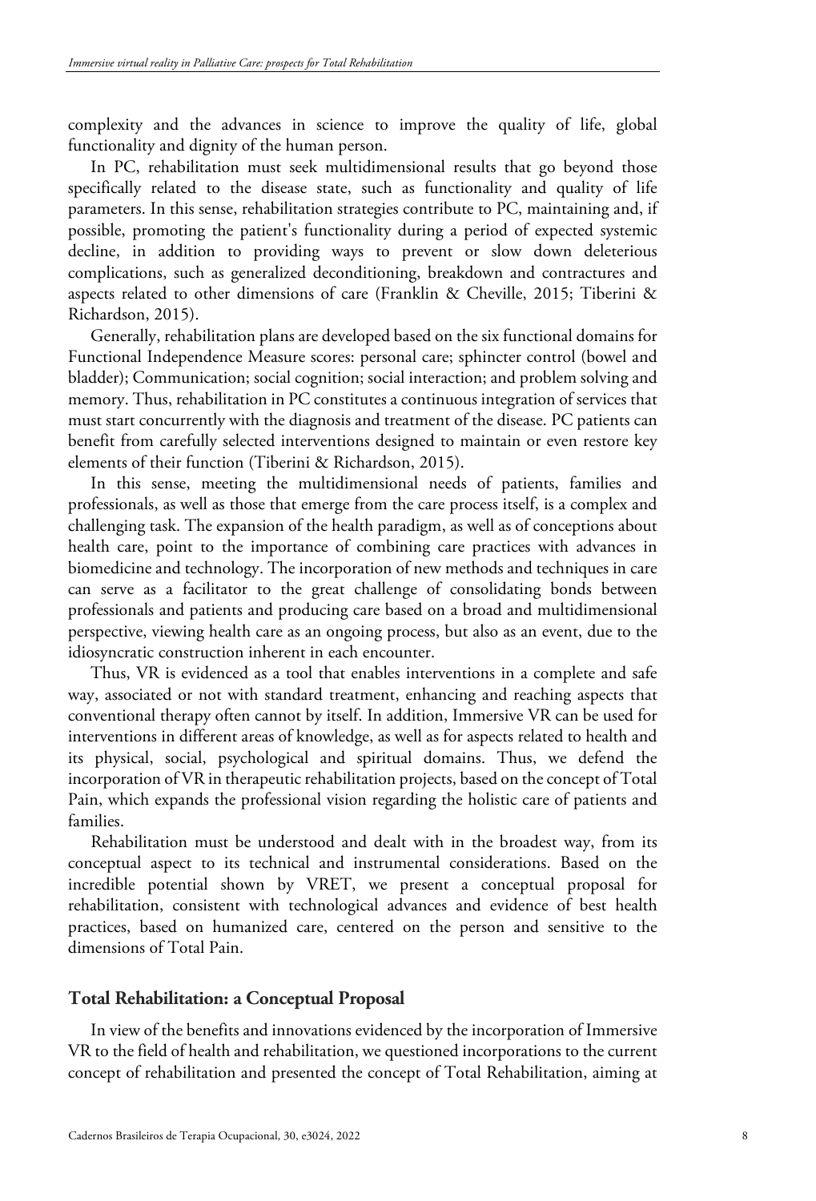complexity and the advances in science to improve the quality of life, global functionality and dignity of the human person.

In PC, rehabilitation must seek multidimensional results that go beyond those specifically related to the disease state, such as functionality and quality of life parameters. In this sense, rehabilitation strategies contribute to PC, maintaining and, if possible, promoting the patient's functionality during a period of expected systemic decline, in addition to providing ways to prevent or slow down deleterious complications, such as generalized deconditioning, breakdown and contractures and aspects related to other dimensions of care (Franklin & Cheville, 2015; Tiberini & Richardson, 2015).

Generally, rehabilitation plans are developed based on the six functional domains for Functional Independence Measure scores: personal care; sphincter control (bowel and bladder); Communication; social cognition; social interaction; and problem solving and memory. Thus, rehabilitation in PC constitutes a continuous integration of services that must start concurrently with the diagnosis and treatment of the disease. PC patients can benefit from carefully selected interventions designed to maintain or even restore key elements of their function (Tiberini & Richardson, 2015).

In this sense, meeting the multidimensional needs of patients, families and professionals, as well as those that emerge from the care process itself, is a complex and challenging task. The expansion of the health paradigm, as well as of conceptions about health care, point to the importance of combining care practices with advances in biomedicine and technology. The incorporation of new methods and techniques in care can serve as a facilitator to the great challenge of consolidating bonds between professionals and patients and producing care based on a broad and multidimensional perspective, viewing health care as an ongoing process, but also as an event, due to the idiosyncratic construction inherent in each encounter.

Thus, VR is evidenced as a tool that enables interventions in a complete and safe way, associated or not with standard treatment, enhancing and reaching aspects that conventional therapy often cannot by itself. In addition, Immersive VR can be used for interventions in different areas of knowledge, as well as for aspects related to health and its physical, social, psychological and spiritual domains. Thus, we defend the incorporation of VR in therapeutic rehabilitation projects, based on the concept of Total Pain, which expands the professional vision regarding the holistic care of patients and families.

Rehabilitation must be understood and dealt with in the broadest way, from its conceptual aspect to its technical and instrumental considerations. Based on the incredible potential shown by VRET, we present a conceptual proposal for rehabilitation, consistent with technological advances and evidence of best health practices, based on humanized care, centered on the person and sensitive to the dimensions of Total Pain.

## Total Rehabilitation: a Conceptual Proposal

In view of the benefits and innovations evidenced by the incorporation of Immersive VR to the field of health and rehabilitation, we questioned incorporations to the current concept of rehabilitation and presented the concept of Total Rehabilitation, aiming at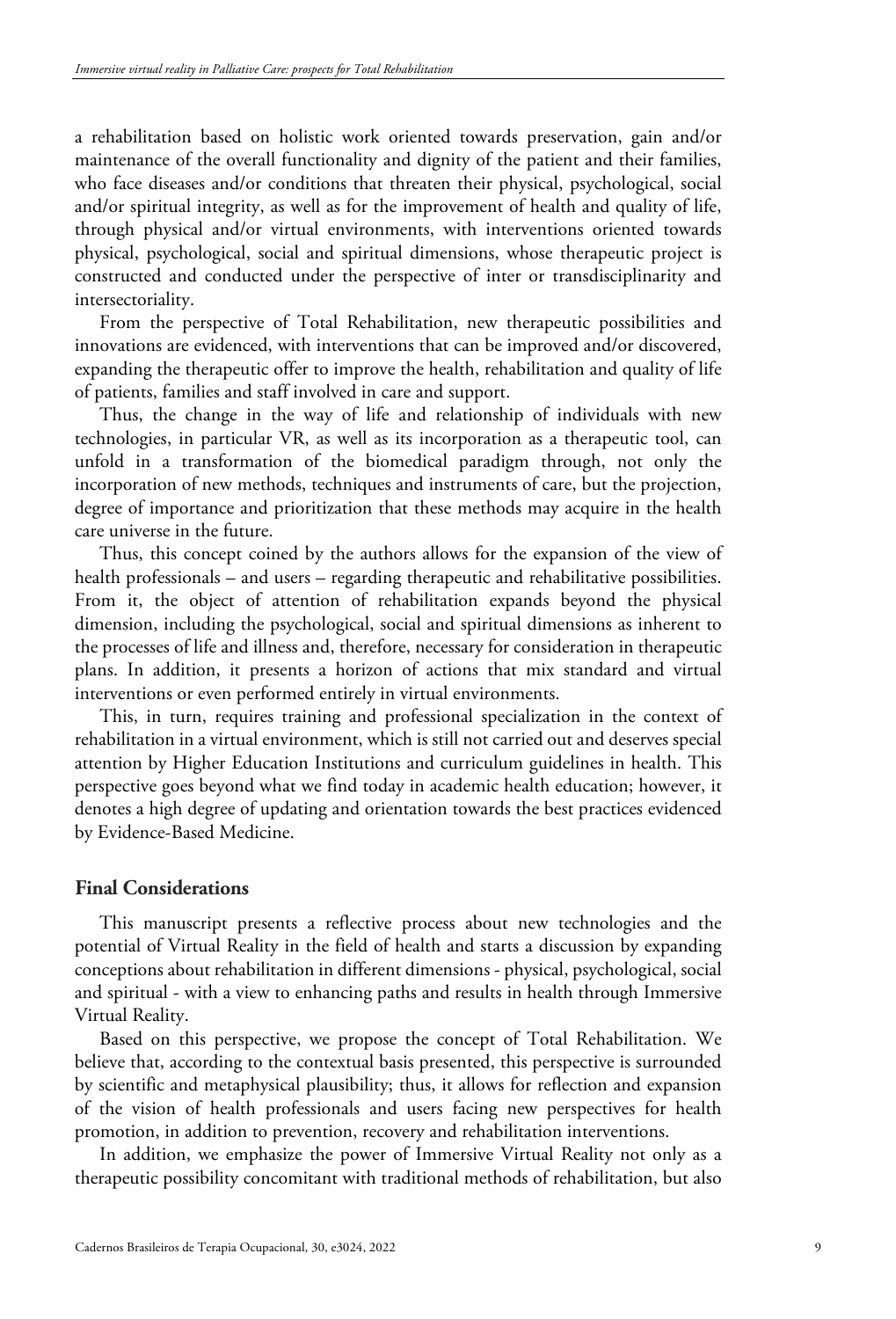a rehabilitation based on holistic work oriented towards preservation, gain and/or maintenance of the overall functionality and dignity of the patient and their families, who face diseases and/or conditions that threaten their physical, psychological, social and/or spiritual integrity, as well as for the improvement of health and quality of life, through physical and/or virtual environments, with interventions oriented towards physical, psychological, social and spiritual dimensions, whose therapeutic project is constructed and conducted under the perspective of inter or transdisciplinarity and intersectoriality.

From the perspective of Total Rehabilitation, new therapeutic possibilities and innovations are evidenced, with interventions that can be improved and/or discovered, expanding the therapeutic offer to improve the health, rehabilitation and quality of life of patients, families and staff involved in care and support.

Thus, the change in the way of life and relationship of individuals with new technologies, in particular VR, as well as its incorporation as a therapeutic tool, can unfold in a transformation of the biomedical paradigm through, not only the incorporation of new methods, techniques and instruments of care, but the projection, degree of importance and prioritization that these methods may acquire in the health care universe in the future.

Thus, this concept coined by the authors allows for the expansion of the view of health professionals – and users – regarding therapeutic and rehabilitative possibilities. From it, the object of attention of rehabilitation expands beyond the physical dimension, including the psychological, social and spiritual dimensions as inherent to the processes of life and illness and, therefore, necessary for consideration in therapeutic plans. In addition, it presents a horizon of actions that mix standard and virtual interventions or even performed entirely in virtual environments.

This, in turn, requires training and professional specialization in the context of rehabilitation in a virtual environment, which is still not carried out and deserves special attention by Higher Education Institutions and curriculum guidelines in health. This perspective goes beyond what we find today in academic health education; however, it denotes a high degree of updating and orientation towards the best practices evidenced by Evidence-Based Medicine.

## Final Considerations

This manuscript presents a reflective process about new technologies and the potential of Virtual Reality in the field of health and starts a discussion by expanding conceptions about rehabilitation in different dimensions - physical, psychological, social and spiritual - with a view to enhancing paths and results in health through Immersive Virtual Reality.

Based on this perspective, we propose the concept of Total Rehabilitation. We believe that, according to the contextual basis presented, this perspective is surrounded by scientific and metaphysical plausibility; thus, it allows for reflection and expansion of the vision of health professionals and users facing new perspectives for health promotion, in addition to prevention, recovery and rehabilitation interventions.

In addition, we emphasize the power of Immersive Virtual Reality not only as a therapeutic possibility concomitant with traditional methods of rehabilitation, but also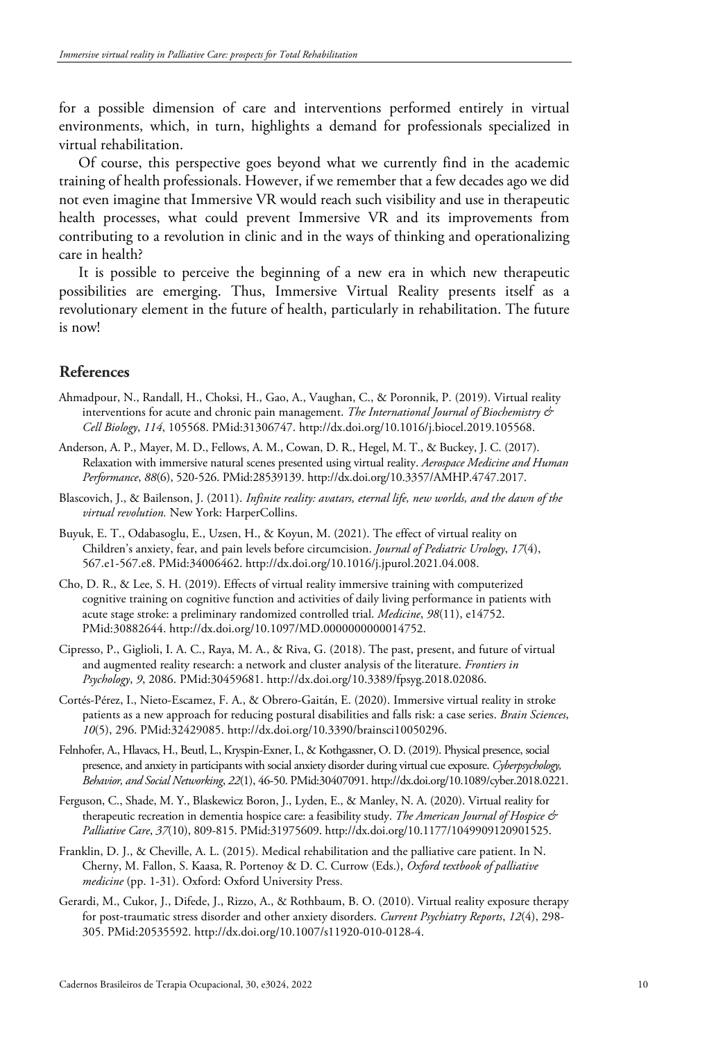for a possible dimension of care and interventions performed entirely in virtual environments, which, in turn, highlights a demand for professionals specialized in virtual rehabilitation.

Of course, this perspective goes beyond what we currently find in the academic training of health professionals. However, if we remember that a few decades ago we did not even imagine that Immersive VR would reach such visibility and use in therapeutic health processes, what could prevent Immersive VR and its improvements from contributing to a revolution in clinic and in the ways of thinking and operationalizing care in health?

It is possible to perceive the beginning of a new era in which new therapeutic possibilities are emerging. Thus, Immersive Virtual Reality presents itself as a revolutionary element in the future of health, particularly in rehabilitation. The future is now!

## References

Ahmadpour, N., Randall, H., Choksi, H., Gao, A., Vaughan, C., & Poronnik, P. (2019). Virtual reality interventions for acute and chronic pain management. *The International Journal of Biochemistry & Cell Biology*, *114*, 105568. PMid:31306747. http://dx.doi.org/10.1016/j.biocel.2019.105568.

Anderson, A. P., Mayer, M. D., Fellows, A. M., Cowan, D. R., Hegel, M. T., & Buckey, J. C. (2017). Relaxation with immersive natural scenes presented using virtual reality. *Aerospace Medicine and Human Performance*, *88*(6), 520-526. PMid:28539139. http://dx.doi.org/10.3357/AMHP.4747.2017.

Blascovich, J., & Bailenson, J. (2011). *Infinite reality: avatars, eternal life, new worlds, and the dawn of the virtual revolution.* New York: HarperCollins.

Buyuk, E. T., Odabasoglu, E., Uzsen, H., & Koyun, M. (2021). The effect of virtual reality on Children's anxiety, fear, and pain levels before circumcision. *Journal of Pediatric Urology*, *17*(4), 567.e1-567.e8. PMid:34006462. http://dx.doi.org/10.1016/j.jpurol.2021.04.008.

Cho, D. R., & Lee, S. H. (2019). Effects of virtual reality immersive training with computerized cognitive training on cognitive function and activities of daily living performance in patients with acute stage stroke: a preliminary randomized controlled trial. *Medicine*, *98*(11), e14752. PMid:30882644. http://dx.doi.org/10.1097/MD.0000000000014752.

Cipresso, P., Giglioli, I. A. C., Raya, M. A., & Riva, G. (2018). The past, present, and future of virtual and augmented reality research: a network and cluster analysis of the literature. *Frontiers in Psychology*, *9*, 2086. PMid:30459681. http://dx.doi.org/10.3389/fpsyg.2018.02086.

Cortés-Pérez, I., Nieto-Escamez, F. A., & Obrero-Gaitán, E. (2020). Immersive virtual reality in stroke patients as a new approach for reducing postural disabilities and falls risk: a case series. *Brain Sciences*, *10*(5), 296. PMid:32429085. http://dx.doi.org/10.3390/brainsci10050296.

Felnhofer, A., Hlavacs, H., Beutl, L., Kryspin-Exner, I., & Kothgassner, O. D. (2019). Physical presence, social presence, and anxiety in participants with social anxiety disorder during virtual cue exposure. *Cyberpsychology, Behavior, and Social Networking*, *22*(1), 46-50. PMid:30407091. http://dx.doi.org/10.1089/cyber.2018.0221.

Ferguson, C., Shade, M. Y., Blaskewicz Boron, J., Lyden, E., & Manley, N. A. (2020). Virtual reality for therapeutic recreation in dementia hospice care: a feasibility study. *The American Journal of Hospice & Palliative Care*, *37*(10), 809-815. PMid:31975609. http://dx.doi.org/10.1177/1049909120901525.

Franklin, D. J., & Cheville, A. L. (2015). Medical rehabilitation and the palliative care patient. In N. Cherny, M. Fallon, S. Kaasa, R. Portenoy & D. C. Currow (Eds.), *Oxford textbook of palliative medicine* (pp. 1-31). Oxford: Oxford University Press.

Gerardi, M., Cukor, J., Difede, J., Rizzo, A., & Rothbaum, B. O. (2010). Virtual reality exposure therapy for post-traumatic stress disorder and other anxiety disorders. *Current Psychiatry Reports*, *12*(4), 298-305. PMid:20535592. http://dx.doi.org/10.1007/s11920-010-0128-4.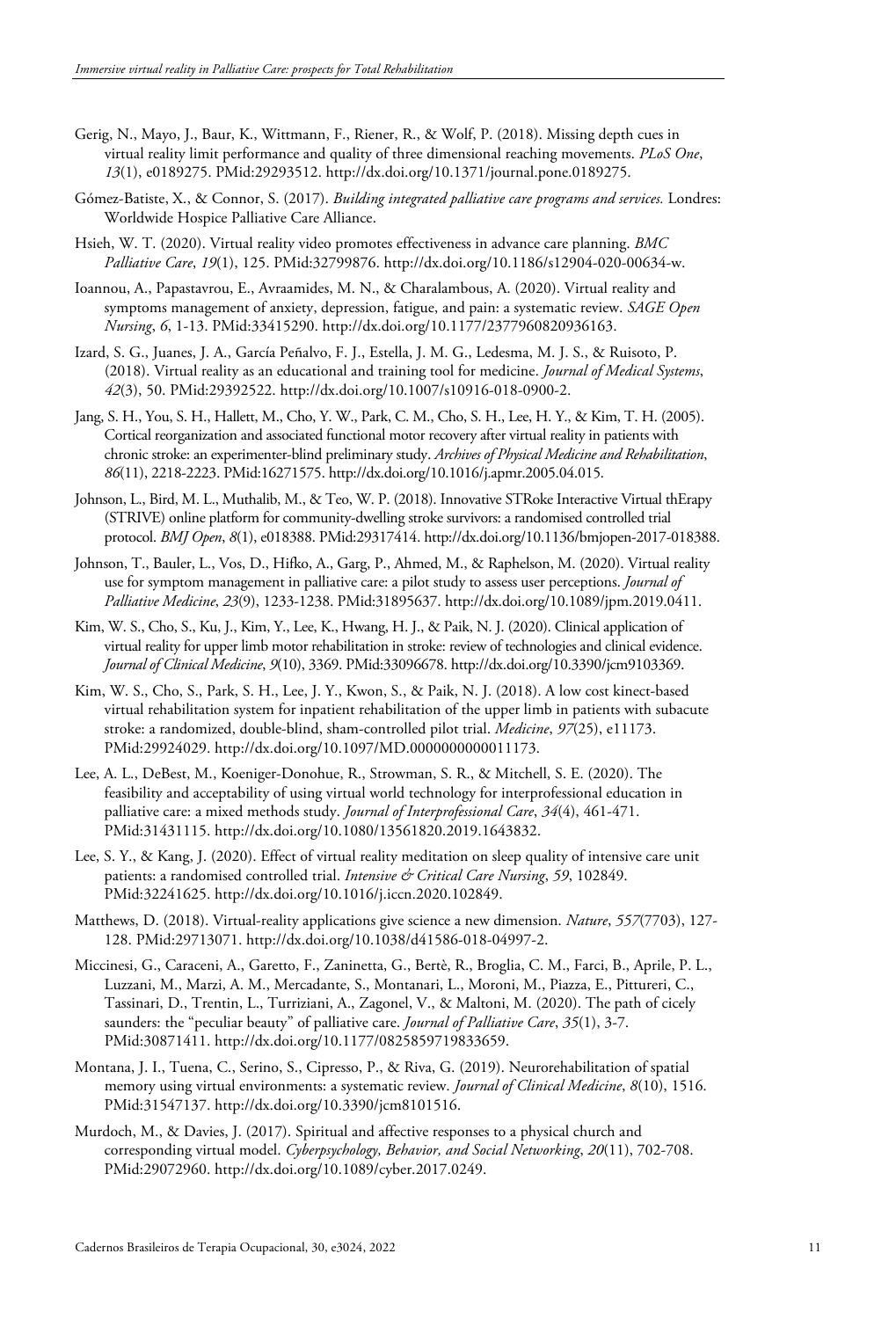Gerig, N., Mayo, J., Baur, K., Wittmann, F., Riener, R., & Wolf, P. (2018). Missing depth cues in virtual reality limit performance and quality of three dimensional reaching movements. *PLoS One*, *13*(1), e0189275. PMid:29293512. http://dx.doi.org/10.1371/journal.pone.0189275.

Gómez-Batiste, X., & Connor, S. (2017). *Building integrated palliative care programs and services.* Londres: Worldwide Hospice Palliative Care Alliance.

Hsieh, W. T. (2020). Virtual reality video promotes effectiveness in advance care planning. *BMC Palliative Care*, *19*(1), 125. PMid:32799876. http://dx.doi.org/10.1186/s12904-020-00634-w.

Ioannou, A., Papastavrou, E., Avraamides, M. N., & Charalambous, A. (2020). Virtual reality and symptoms management of anxiety, depression, fatigue, and pain: a systematic review. *SAGE Open Nursing*, *6*, 1-13. PMid:33415290. http://dx.doi.org/10.1177/2377960820936163.

Izard, S. G., Juanes, J. A., García Peñalvo, F. J., Estella, J. M. G., Ledesma, M. J. S., & Ruisoto, P. (2018). Virtual reality as an educational and training tool for medicine. *Journal of Medical Systems*, *42*(3), 50. PMid:29392522. http://dx.doi.org/10.1007/s10916-018-0900-2.

Jang, S. H., You, S. H., Hallett, M., Cho, Y. W., Park, C. M., Cho, S. H., Lee, H. Y., & Kim, T. H. (2005). Cortical reorganization and associated functional motor recovery after virtual reality in patients with chronic stroke: an experimenter-blind preliminary study. *Archives of Physical Medicine and Rehabilitation*, *86*(11), 2218-2223. PMid:16271575. http://dx.doi.org/10.1016/j.apmr.2005.04.015.

Johnson, L., Bird, M. L., Muthalib, M., & Teo, W. P. (2018). Innovative STRoke Interactive Virtual thErapy (STRIVE) online platform for community-dwelling stroke survivors: a randomised controlled trial protocol. *BMJ Open*, *8*(1), e018388. PMid:29317414. http://dx.doi.org/10.1136/bmjopen-2017-018388.

Johnson, T., Bauler, L., Vos, D., Hifko, A., Garg, P., Ahmed, M., & Raphelson, M. (2020). Virtual reality use for symptom management in palliative care: a pilot study to assess user perceptions. *Journal of Palliative Medicine*, *23*(9), 1233-1238. PMid:31895637. http://dx.doi.org/10.1089/jpm.2019.0411.

Kim, W. S., Cho, S., Ku, J., Kim, Y., Lee, K., Hwang, H. J., & Paik, N. J. (2020). Clinical application of virtual reality for upper limb motor rehabilitation in stroke: review of technologies and clinical evidence. *Journal of Clinical Medicine*, *9*(10), 3369. PMid:33096678. http://dx.doi.org/10.3390/jcm9103369.

Kim, W. S., Cho, S., Park, S. H., Lee, J. Y., Kwon, S., & Paik, N. J. (2018). A low cost kinect-based virtual rehabilitation system for inpatient rehabilitation of the upper limb in patients with subacute stroke: a randomized, double-blind, sham-controlled pilot trial. *Medicine*, *97*(25), e11173. PMid:29924029. http://dx.doi.org/10.1097/MD.0000000000011173.

Lee, A. L., DeBest, M., Koeniger-Donohue, R., Strowman, S. R., & Mitchell, S. E. (2020). The feasibility and acceptability of using virtual world technology for interprofessional education in palliative care: a mixed methods study. *Journal of Interprofessional Care*, *34*(4), 461-471. PMid:31431115. http://dx.doi.org/10.1080/13561820.2019.1643832.

Lee, S. Y., & Kang, J. (2020). Effect of virtual reality meditation on sleep quality of intensive care unit patients: a randomised controlled trial. *Intensive & Critical Care Nursing*, *59*, 102849. PMid:32241625. http://dx.doi.org/10.1016/j.iccn.2020.102849.

Matthews, D. (2018). Virtual-reality applications give science a new dimension. *Nature*, *557*(7703), 127-128. PMid:29713071. http://dx.doi.org/10.1038/d41586-018-04997-2.

Miccinesi, G., Caraceni, A., Garetto, F., Zaninetta, G., Bertè, R., Broglia, C. M., Farci, B., Aprile, P. L., Luzzani, M., Marzi, A. M., Mercadante, S., Montanari, L., Moroni, M., Piazza, E., Pittureri, C., Tassinari, D., Trentin, L., Turriziani, A., Zagonel, V., & Maltoni, M. (2020). The path of cicely saunders: the "peculiar beauty" of palliative care. *Journal of Palliative Care*, *35*(1), 3-7. PMid:30871411. http://dx.doi.org/10.1177/0825859719833659.

Montana, J. I., Tuena, C., Serino, S., Cipresso, P., & Riva, G. (2019). Neurorehabilitation of spatial memory using virtual environments: a systematic review. *Journal of Clinical Medicine*, *8*(10), 1516. PMid:31547137. http://dx.doi.org/10.3390/jcm8101516.

Murdoch, M., & Davies, J. (2017). Spiritual and affective responses to a physical church and corresponding virtual model. *Cyberpsychology, Behavior, and Social Networking*, *20*(11), 702-708. PMid:29072960. http://dx.doi.org/10.1089/cyber.2017.0249.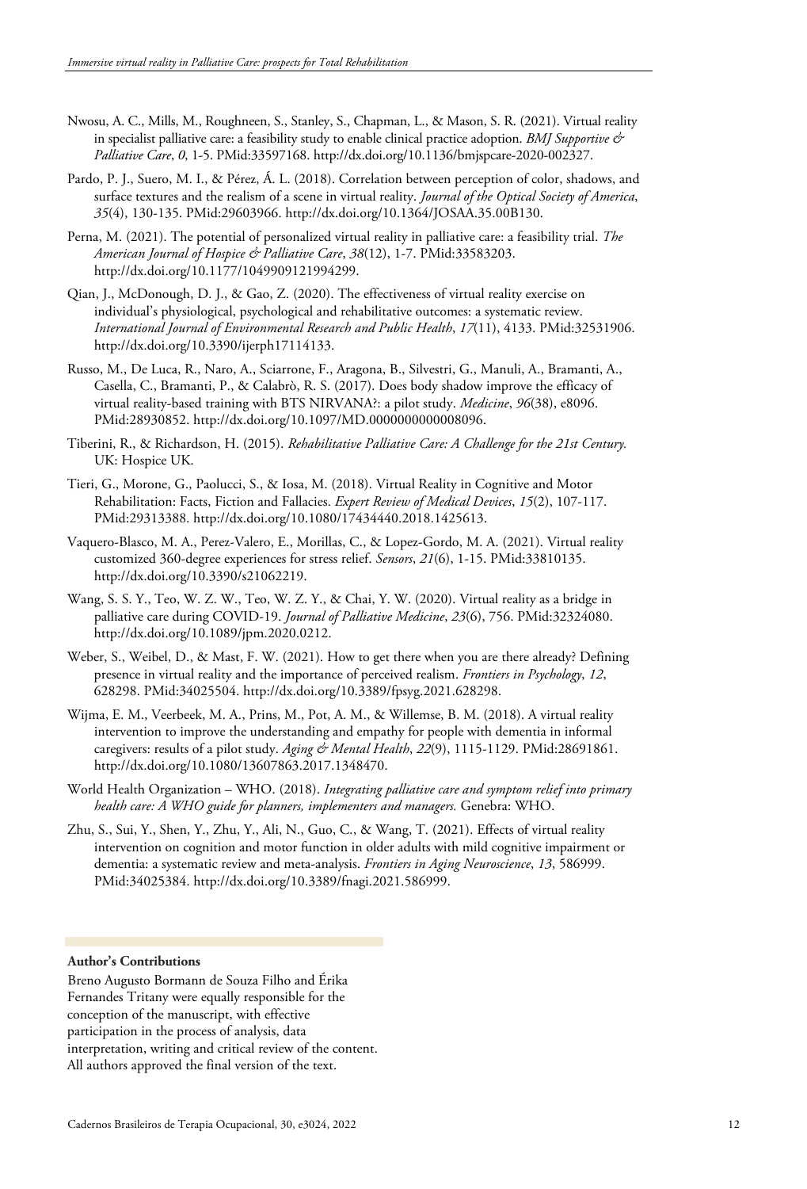Nwosu, A. C., Mills, M., Roughneen, S., Stanley, S., Chapman, L., & Mason, S. R. (2021). Virtual reality in specialist palliative care: a feasibility study to enable clinical practice adoption. *BMJ Supportive & Palliative Care*, *0*, 1-5. PMid:33597168. http://dx.doi.org/10.1136/bmjspcare-2020-002327.

Pardo, P. J., Suero, M. I., & Pérez, Á. L. (2018). Correlation between perception of color, shadows, and surface textures and the realism of a scene in virtual reality. *Journal of the Optical Society of America*, *35*(4), 130-135. PMid:29603966. http://dx.doi.org/10.1364/JOSAA.35.00B130.

Perna, M. (2021). The potential of personalized virtual reality in palliative care: a feasibility trial. *The American Journal of Hospice & Palliative Care*, *38*(12), 1-7. PMid:33583203. http://dx.doi.org/10.1177/1049909121994299.

Qian, J., McDonough, D. J., & Gao, Z. (2020). The effectiveness of virtual reality exercise on individual's physiological, psychological and rehabilitative outcomes: a systematic review. *International Journal of Environmental Research and Public Health*, *17*(11), 4133. PMid:32531906. http://dx.doi.org/10.3390/ijerph17114133.

Russo, M., De Luca, R., Naro, A., Sciarrone, F., Aragona, B., Silvestri, G., Manuli, A., Bramanti, A., Casella, C., Bramanti, P., & Calabrò, R. S. (2017). Does body shadow improve the efficacy of virtual reality-based training with BTS NIRVANA?: a pilot study. *Medicine*, *96*(38), e8096. PMid:28930852. http://dx.doi.org/10.1097/MD.0000000000008096.

Tiberini, R., & Richardson, H. (2015). *Rehabilitative Palliative Care: A Challenge for the 21st Century.* UK: Hospice UK.

Tieri, G., Morone, G., Paolucci, S., & Iosa, M. (2018). Virtual Reality in Cognitive and Motor Rehabilitation: Facts, Fiction and Fallacies. *Expert Review of Medical Devices*, *15*(2), 107-117. PMid:29313388. http://dx.doi.org/10.1080/17434440.2018.1425613.

Vaquero-Blasco, M. A., Perez-Valero, E., Morillas, C., & Lopez-Gordo, M. A. (2021). Virtual reality customized 360-degree experiences for stress relief. *Sensors*, *21*(6), 1-15. PMid:33810135. http://dx.doi.org/10.3390/s21062219.

Wang, S. S. Y., Teo, W. Z. W., Teo, W. Z. Y., & Chai, Y. W. (2020). Virtual reality as a bridge in palliative care during COVID-19. *Journal of Palliative Medicine*, *23*(6), 756. PMid:32324080. http://dx.doi.org/10.1089/jpm.2020.0212.

Weber, S., Weibel, D., & Mast, F. W. (2021). How to get there when you are there already? Defining presence in virtual reality and the importance of perceived realism. *Frontiers in Psychology*, *12*, 628298. PMid:34025504. http://dx.doi.org/10.3389/fpsyg.2021.628298.

Wijma, E. M., Veerbeek, M. A., Prins, M., Pot, A. M., & Willemse, B. M. (2018). A virtual reality intervention to improve the understanding and empathy for people with dementia in informal caregivers: results of a pilot study. *Aging & Mental Health*, *22*(9), 1115-1129. PMid:28691861. http://dx.doi.org/10.1080/13607863.2017.1348470.

World Health Organization – WHO. (2018). *Integrating palliative care and symptom relief into primary health care: A WHO guide for planners, implementers and managers.* Genebra: WHO.

Zhu, S., Sui, Y., Shen, Y., Zhu, Y., Ali, N., Guo, C., & Wang, T. (2021). Effects of virtual reality intervention on cognition and motor function in older adults with mild cognitive impairment or dementia: a systematic review and meta-analysis. *Frontiers in Aging Neuroscience*, *13*, 586999. PMid:34025384. http://dx.doi.org/10.3389/fnagi.2021.586999.

**Author's Contributions**

Breno Augusto Bormann de Souza Filho and Érika Fernandes Tritany were equally responsible for the conception of the manuscript, with effective participation in the process of analysis, data interpretation, writing and critical review of the content. All authors approved the final version of the text.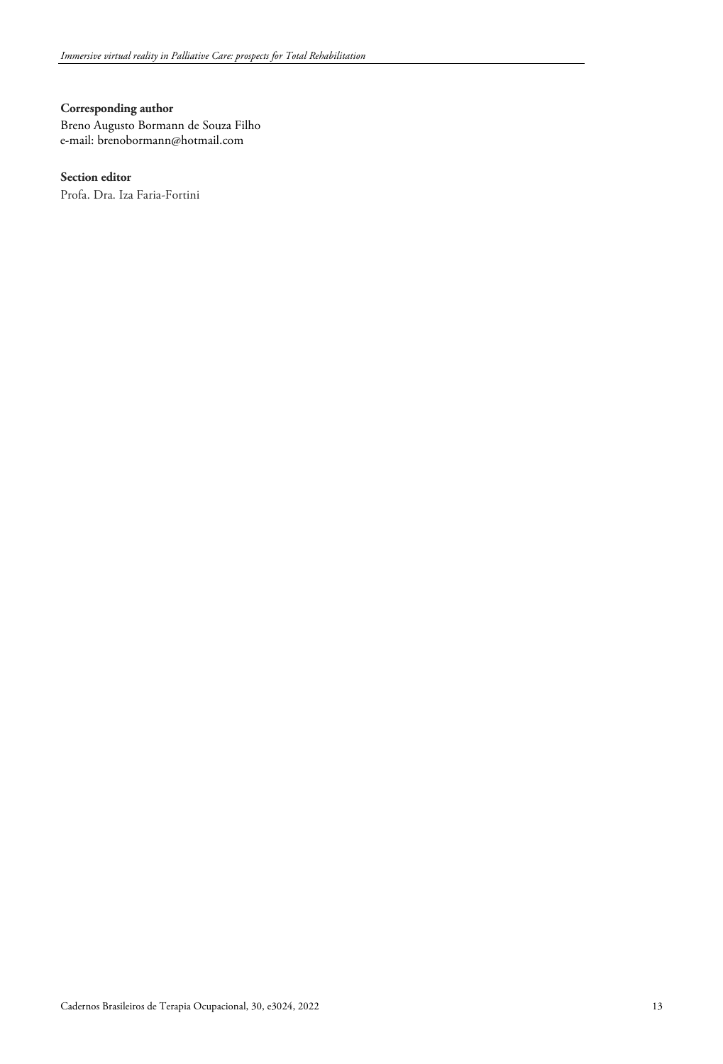**Corresponding author**
Breno Augusto Bormann de Souza Filho
e-mail: brenobormann@hotmail.com

**Section editor**
Profa. Dra. Iza Faria-Fortini